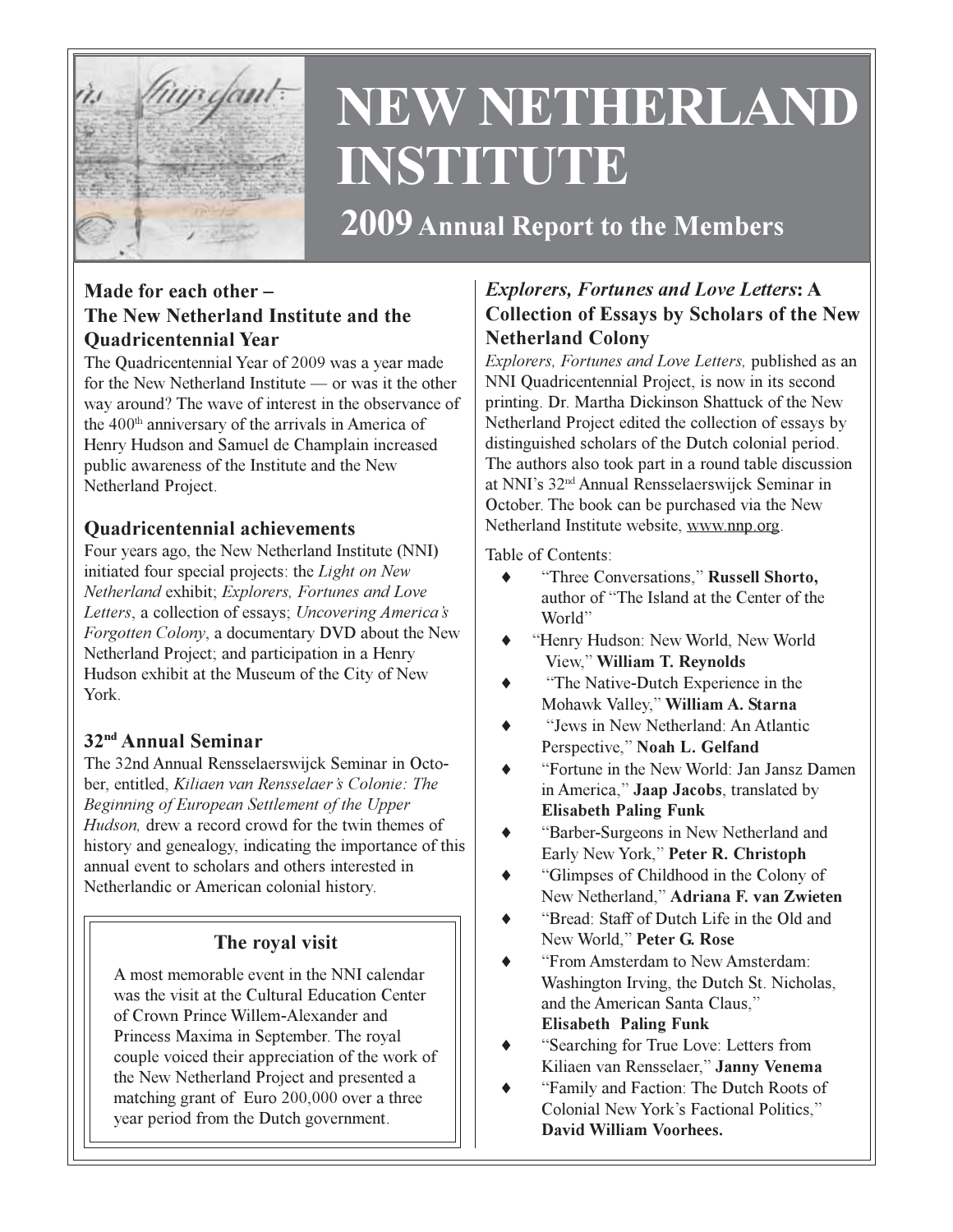# NEW NETHERLAND INSTITUTE

## 2009 Annual Report to the Members

### Made for each other – The New Netherland Institute and the Quadricentennial Year

The Quadricentennial Year of 2009 was a year made for the New Netherland Institute — or was it the other way around? The wave of interest in the observance of the 400th anniversary of the arrivals in America of Henry Hudson and Samuel de Champlain increased public awareness of the Institute and the New Netherland Project.

### Quadricentennial achievements

Four years ago, the New Netherland Institute (NNI) initiated four special projects: the *Light on New Netherland* exhibit; *Explorers, Fortunes and Love Letters*, a collection of essays; *Uncovering America's Forgotten Colony*, a documentary DVD about the New Netherland Project; and participation in a Henry Hudson exhibit at the Museum of the City of New York.

### 32nd Annual Seminar

The 32nd Annual Rensselaerswijck Seminar in October, entitled, *Kiliaen van Rensselaer's Colonie: The Beginning of European Settlement of the Upper Hudson,* drew a record crowd for the twin themes of history and genealogy, indicating the importance of this annual event to scholars and others interested in Netherlandic or American colonial history.

### The royal visit

A most memorable event in the NNI calendar was the visit at the Cultural Education Center of Crown Prince Willem-Alexander and Princess Maxima in September. The royal couple voiced their appreciation of the work of the New Netherland Project and presented a matching grant of Euro 200,000 over a three year period from the Dutch government.

### *Explorers, Fortunes and Love Letters*: A Collection of Essays by Scholars of the New Netherland Colony

*Explorers, Fortunes and Love Letters,* published as an NNI Quadricentennial Project, is now in its second printing. Dr. Martha Dickinson Shattuck of the New Netherland Project edited the collection of essays by distinguished scholars of the Dutch colonial period. The authors also took part in a round table discussion at NNI's 32nd Annual Rensselaerswijck Seminar in October. The book can be purchased via the New Netherland Institute website, www.nnp.org.

Table of Contents:

- "Three Conversations," **Russell Shorto,** author of "The Island at the Center of the World"
- "Henry Hudson: New World, New World View," **William T. Reynolds**
- "The Native-Dutch Experience in the Mohawk Valley," **William A. Starna**
- "Jews in New Netherland: An Atlantic Perspective," **Noah L. Gelfand**
- "Fortune in the New World: Jan Jansz Damen in America," **Jaap Jacobs**, translated by **Elisabeth Paling Funk**
- "Barber-Surgeons in New Netherland and Early New York," **Peter R. Christoph**
- "Glimpses of Childhood in the Colony of New Netherland," **Adriana F. van Zwieten**
- "Bread: Staff of Dutch Life in the Old and New World," **Peter G. Rose**
- "From Amsterdam to New Amsterdam: Washington Irving, the Dutch St. Nicholas, and the American Santa Claus," **Elisabeth Paling Funk**
- "Searching for True Love: Letters from Kiliaen van Rensselaer," **Janny Venema**
- "Family and Faction: The Dutch Roots of Colonial New York's Factional Politics," **David William Voorhees.**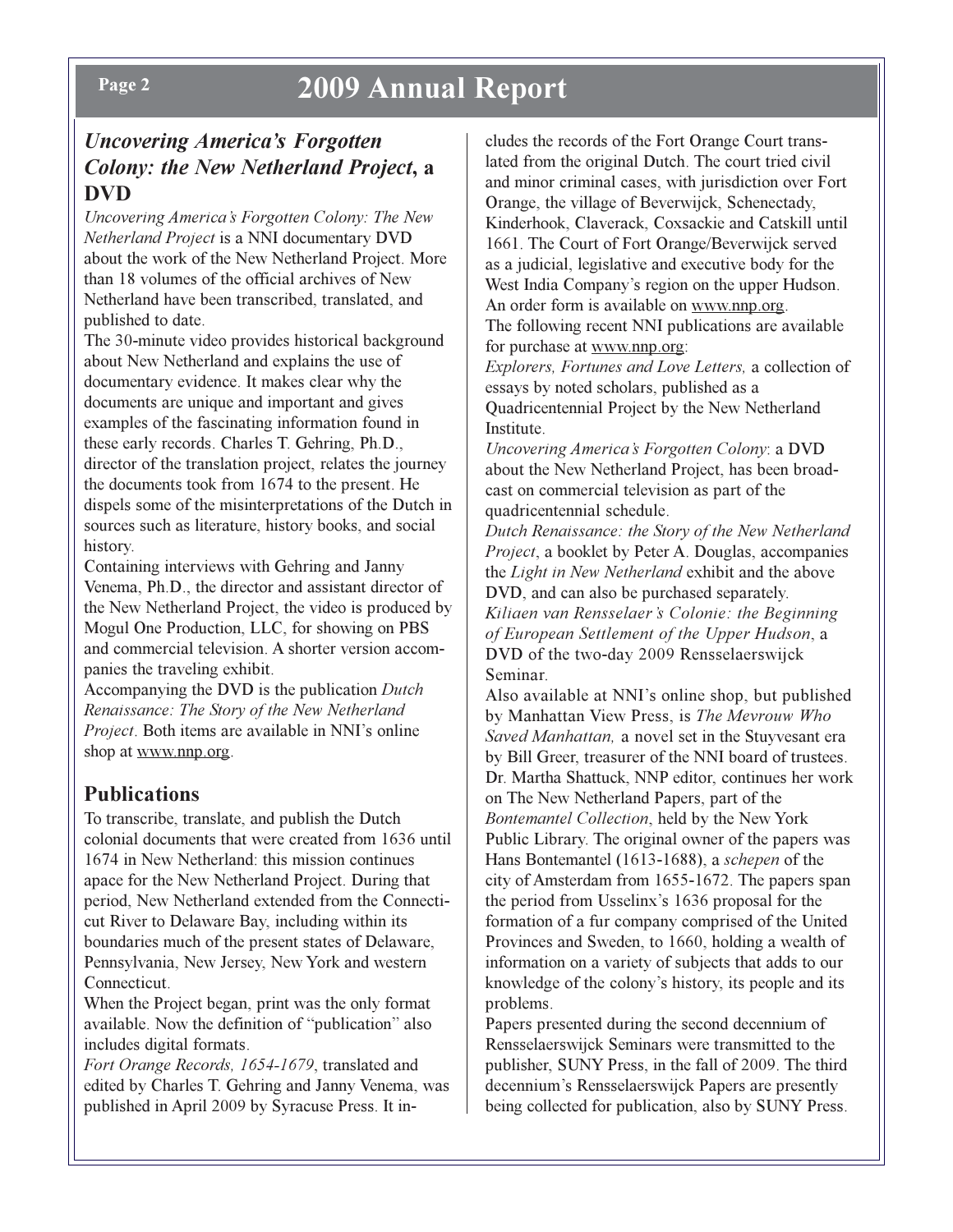## *Uncovering America's Forgotten Colony: the New Netherland Project*, a DVD

*Uncovering America's Forgotten Colony: The New Netherland Project* is a NNI documentary DVD about the work of the New Netherland Project. More than 18 volumes of the official archives of New Netherland have been transcribed, translated, and published to date.

The 30-minute video provides historical background about New Netherland and explains the use of documentary evidence. It makes clear why the documents are unique and important and gives examples of the fascinating information found in these early records. Charles T. Gehring, Ph.D., director of the translation project, relates the journey the documents took from 1674 to the present. He dispels some of the misinterpretations of the Dutch in sources such as literature, history books, and social history.

Containing interviews with Gehring and Janny Venema, Ph.D., the director and assistant director of the New Netherland Project, the video is produced by Mogul One Production, LLC, for showing on PBS and commercial television. A shorter version accompanies the traveling exhibit.

Accompanying the DVD is the publication *Dutch Renaissance: The Story of the New Netherland Project*. Both items are available in NNI's online shop at www.nnp.org.

## Publications

To transcribe, translate, and publish the Dutch colonial documents that were created from 1636 until 1674 in New Netherland: this mission continues apace for the New Netherland Project. During that period, New Netherland extended from the Connecticut River to Delaware Bay, including within its boundaries much of the present states of Delaware, Pennsylvania, New Jersey, New York and western Connecticut.

When the Project began, print was the only format available. Now the definition of "publication" also includes digital formats.

*Fort Orange Records, 1654-1679*, translated and edited by Charles T. Gehring and Janny Venema, was published in April 2009 by Syracuse Press. It includes the records of the Fort Orange Court translated from the original Dutch. The court tried civil and minor criminal cases, with jurisdiction over Fort Orange, the village of Beverwijck, Schenectady, Kinderhook, Claverack, Coxsackie and Catskill until 1661. The Court of Fort Orange/Beverwijck served as a judicial, legislative and executive body for the West India Company's region on the upper Hudson. An order form is available on www.nnp.org.

The following recent NNI publications are available for purchase at www.nnp.org:

*Explorers, Fortunes and Love Letters,* a collection of essays by noted scholars, published as a Quadricentennial Project by the New Netherland Institute.

*Uncovering America's Forgotten Colony*: a DVD about the New Netherland Project, has been broadcast on commercial television as part of the quadricentennial schedule.

*Dutch Renaissance: the Story of the New Netherland Project*, a booklet by Peter A. Douglas, accompanies the *Light in New Netherland* exhibit and the above DVD, and can also be purchased separately.

*Kiliaen van Rensselaer's Colonie: the Beginning of European Settlement of the Upper Hudson*, a DVD of the two-day 2009 Rensselaerswijck Seminar.

Also available at NNI's online shop, but published by Manhattan View Press, is *The Mevrouw Who Saved Manhattan,* a novel set in the Stuyvesant era by Bill Greer, treasurer of the NNI board of trustees.

Dr. Martha Shattuck, NNP editor, continues her work on The New Netherland Papers, part of the *Bontemantel Collection*, held by the New York Public Library. The original owner of the papers was Hans Bontemantel (1613-1688), a *schepen* of the city of Amsterdam from 1655-1672. The papers span the period from Usselinx's 1636 proposal for the formation of a fur company comprised of the United Provinces and Sweden, to 1660, holding a wealth of information on a variety of subjects that adds to our knowledge of the colony's history, its people and its problems.

Papers presented during the second decennium of Rensselaerswijck Seminars were transmitted to the publisher, SUNY Press, in the fall of 2009. The third decennium's Rensselaerswijck Papers are presently being collected for publication, also by SUNY Press.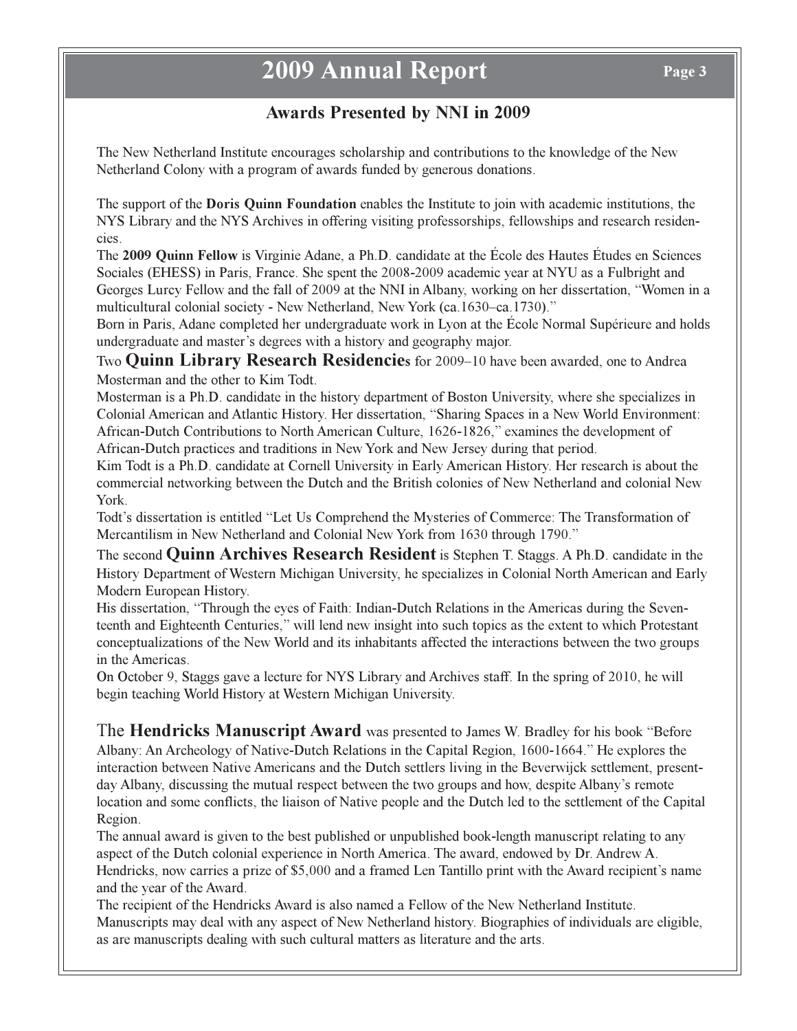## Awards Presented by NNI in 2009

The New Netherland Institute encourages scholarship and contributions to the knowledge of the New Netherland Colony with a program of awards funded by generous donations.

The support of the **Doris Quinn Foundation** enables the Institute to join with academic institutions, the NYS Library and the NYS Archives in offering visiting professorships, fellowships and research residencies.

The **2009 Quinn Fellow** is Virginie Adane, a Ph.D. candidate at the École des Hautes Études en Sciences Sociales (EHESS) in Paris, France. She spent the 2008-2009 academic year at NYU as a Fulbright and Georges Lurcy Fellow and the fall of 2009 at the NNI in Albany, working on her dissertation, "Women in a multicultural colonial society - New Netherland, New York (ca.1630–ca.1730)."

Born in Paris, Adane completed her undergraduate work in Lyon at the École Normal Supérieure and holds undergraduate and master's degrees with a history and geography major.

Two **Quinn Library Research Residencies** for 2009–10 have been awarded, one to Andrea Mosterman and the other to Kim Todt.

Mosterman is a Ph.D. candidate in the history department of Boston University, where she specializes in Colonial American and Atlantic History. Her dissertation, "Sharing Spaces in a New World Environment: African-Dutch Contributions to North American Culture, 1626-1826," examines the development of African-Dutch practices and traditions in New York and New Jersey during that period.

Kim Todt is a Ph.D. candidate at Cornell University in Early American History. Her research is about the commercial networking between the Dutch and the British colonies of New Netherland and colonial New York.

Todt's dissertation is entitled "Let Us Comprehend the Mysteries of Commerce: The Transformation of Mercantilism in New Netherland and Colonial New York from 1630 through 1790."

The second **Quinn Archives Research Resident** is Stephen T. Staggs. A Ph.D. candidate in the History Department of Western Michigan University, he specializes in Colonial North American and Early Modern European History.

His dissertation, "Through the eyes of Faith: Indian-Dutch Relations in the Americas during the Seventeenth and Eighteenth Centuries," will lend new insight into such topics as the extent to which Protestant conceptualizations of the New World and its inhabitants affected the interactions between the two groups in the Americas.

On October 9, Staggs gave a lecture for NYS Library and Archives staff. In the spring of 2010, he will begin teaching World History at Western Michigan University.

The **Hendricks Manuscript Award** was presented to James W. Bradley for his book "Before Albany: An Archeology of Native-Dutch Relations in the Capital Region, 1600-1664." He explores the interaction between Native Americans and the Dutch settlers living in the Beverwijck settlement, present-day Albany, discussing the mutual respect between the two groups and how, despite Albany's remote location and some conflicts, the liaison of Native people and the Dutch led to the settlement of the Capital Region.

The annual award is given to the best published or unpublished book-length manuscript relating to any aspect of the Dutch colonial experience in North America. The award, endowed by Dr. Andrew A. Hendricks, now carries a prize of $5,000 and a framed Len Tantillo print with the Award recipient's name and the year of the Award.

The recipient of the Hendricks Award is also named a Fellow of the New Netherland Institute. Manuscripts may deal with any aspect of New Netherland history. Biographies of individuals are eligible, as are manuscripts dealing with such cultural matters as literature and the arts.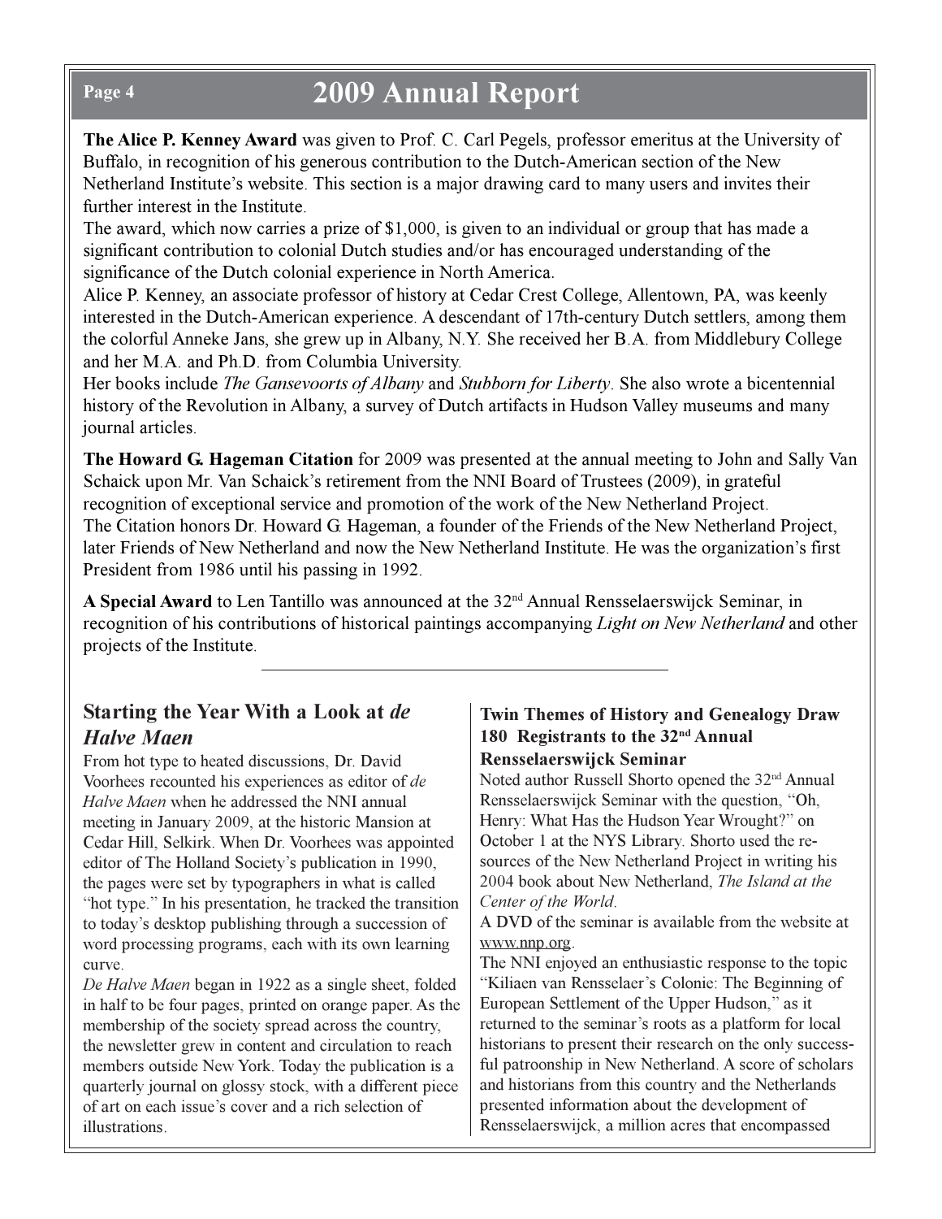**The Alice P. Kenney Award** was given to Prof. C. Carl Pegels, professor emeritus at the University of Buffalo, in recognition of his generous contribution to the Dutch-American section of the New Netherland Institute's website. This section is a major drawing card to many users and invites their further interest in the Institute.

The award, which now carries a prize of $1,000, is given to an individual or group that has made a significant contribution to colonial Dutch studies and/or has encouraged understanding of the significance of the Dutch colonial experience in North America.

Alice P. Kenney, an associate professor of history at Cedar Crest College, Allentown, PA, was keenly interested in the Dutch-American experience. A descendant of 17th-century Dutch settlers, among them the colorful Anneke Jans, she grew up in Albany, N.Y. She received her B.A. from Middlebury College and her M.A. and Ph.D. from Columbia University.

Her books include *The Gansevoorts of Albany* and *Stubborn for Liberty*. She also wrote a bicentennial history of the Revolution in Albany, a survey of Dutch artifacts in Hudson Valley museums and many journal articles.

**The Howard G. Hageman Citation** for 2009 was presented at the annual meeting to John and Sally Van Schaick upon Mr. Van Schaick's retirement from the NNI Board of Trustees (2009), in grateful recognition of exceptional service and promotion of the work of the New Netherland Project.

The Citation honors Dr. Howard G. Hageman, a founder of the Friends of the New Netherland Project, later Friends of New Netherland and now the New Netherland Institute. He was the organization's first President from 1986 until his passing in 1992.

**A Special Award** to Len Tantillo was announced at the 32nd Annual Rensselaerswijck Seminar, in recognition of his contributions of historical paintings accompanying *Light on New Netherland* and other projects of the Institute.

---

## Starting the Year With a Look at *de Halve Maen*

From hot type to heated discussions, Dr. David Voorhees recounted his experiences as editor of *de Halve Maen* when he addressed the NNI annual meeting in January 2009, at the historic Mansion at Cedar Hill, Selkirk. When Dr. Voorhees was appointed editor of The Holland Society's publication in 1990, the pages were set by typographers in what is called "hot type." In his presentation, he tracked the transition to today's desktop publishing through a succession of word processing programs, each with its own learning curve.

*De Halve Maen* began in 1922 as a single sheet, folded in half to be four pages, printed on orange paper. As the membership of the society spread across the country, the newsletter grew in content and circulation to reach members outside New York. Today the publication is a quarterly journal on glossy stock, with a different piece of art on each issue's cover and a rich selection of illustrations.

## Twin Themes of History and Genealogy Draw 180 Registrants to the 32nd Annual Rensselaerswijck Seminar

Noted author Russell Shorto opened the 32nd Annual Rensselaerswijck Seminar with the question, "Oh, Henry: What Has the Hudson Year Wrought?" on October 1 at the NYS Library. Shorto used the resources of the New Netherland Project in writing his 2004 book about New Netherland, *The Island at the Center of the World*.

A DVD of the seminar is available from the website at www.nnp.org.

The NNI enjoyed an enthusiastic response to the topic "Kiliaen van Rensselaer's Colonie: The Beginning of European Settlement of the Upper Hudson," as it returned to the seminar's roots as a platform for local historians to present their research on the only successful patroonship in New Netherland. A score of scholars and historians from this country and the Netherlands presented information about the development of Rensselaerswijck, a million acres that encompassed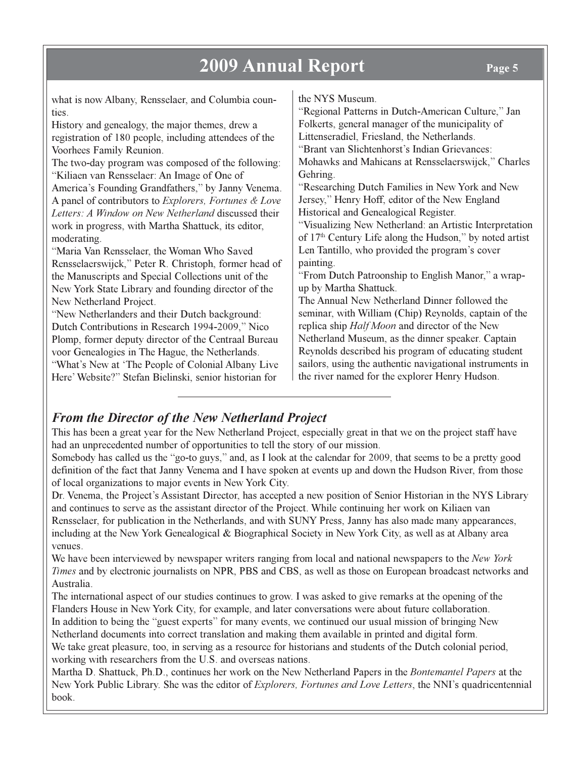what is now Albany, Rensselaer, and Columbia counties.

History and genealogy, the major themes, drew a registration of 180 people, including attendees of the Voorhees Family Reunion.

The two-day program was composed of the following:

"Kiliaen van Rensselaer: An Image of One of America's Founding Grandfathers," by Janny Venema.

A panel of contributors to *Explorers, Fortunes & Love Letters: A Window on New Netherland* discussed their work in progress, with Martha Shattuck, its editor, moderating.

"Maria Van Rensselaer, the Woman Who Saved Rensselaerswijck," Peter R. Christoph, former head of the Manuscripts and Special Collections unit of the New York State Library and founding director of the New Netherland Project.

"New Netherlanders and their Dutch background: Dutch Contributions in Research 1994-2009," Nico Plomp, former deputy director of the Centraal Bureau voor Genealogies in The Hague, the Netherlands.

"What's New at 'The People of Colonial Albany Live Here' Website?" Stefan Bielinski, senior historian for the NYS Museum.

"Regional Patterns in Dutch-American Culture," Jan Folkerts, general manager of the municipality of Littenseradiel, Friesland, the Netherlands.

"Brant van Slichtenhorst's Indian Grievances: Mohawks and Mahicans at Rensselaerswijck," Charles Gehring.

"Researching Dutch Families in New York and New Jersey," Henry Hoff, editor of the New England Historical and Genealogical Register.

"Visualizing New Netherland: an Artistic Interpretation of 17th Century Life along the Hudson," by noted artist Len Tantillo, who provided the program's cover painting.

"From Dutch Patroonship to English Manor," a wrap-up by Martha Shattuck.

The Annual New Netherland Dinner followed the seminar, with William (Chip) Reynolds, captain of the replica ship *Half Moon* and director of the New Netherland Museum, as the dinner speaker. Captain Reynolds described his program of educating student sailors, using the authentic navigational instruments in the river named for the explorer Henry Hudson.

---

## *From the Director of the New Netherland Project*

This has been a great year for the New Netherland Project, especially great in that we on the project staff have had an unprecedented number of opportunities to tell the story of our mission.

Somebody has called us the "go-to guys," and, as I look at the calendar for 2009, that seems to be a pretty good definition of the fact that Janny Venema and I have spoken at events up and down the Hudson River, from those of local organizations to major events in New York City.

Dr. Venema, the Project's Assistant Director, has accepted a new position of Senior Historian in the NYS Library and continues to serve as the assistant director of the Project. While continuing her work on Kiliaen van Rensselaer, for publication in the Netherlands, and with SUNY Press, Janny has also made many appearances, including at the New York Genealogical & Biographical Society in New York City, as well as at Albany area venues.

We have been interviewed by newspaper writers ranging from local and national newspapers to the *New York Times* and by electronic journalists on NPR, PBS and CBS, as well as those on European broadcast networks and Australia.

The international aspect of our studies continues to grow. I was asked to give remarks at the opening of the Flanders House in New York City, for example, and later conversations were about future collaboration.

In addition to being the "guest experts" for many events, we continued our usual mission of bringing New Netherland documents into correct translation and making them available in printed and digital form.

We take great pleasure, too, in serving as a resource for historians and students of the Dutch colonial period, working with researchers from the U.S. and overseas nations.

Martha D. Shattuck, Ph.D., continues her work on the New Netherland Papers in the *Bontemantel Papers* at the New York Public Library. She was the editor of *Explorers, Fortunes and Love Letters*, the NNI's quadricentennial book.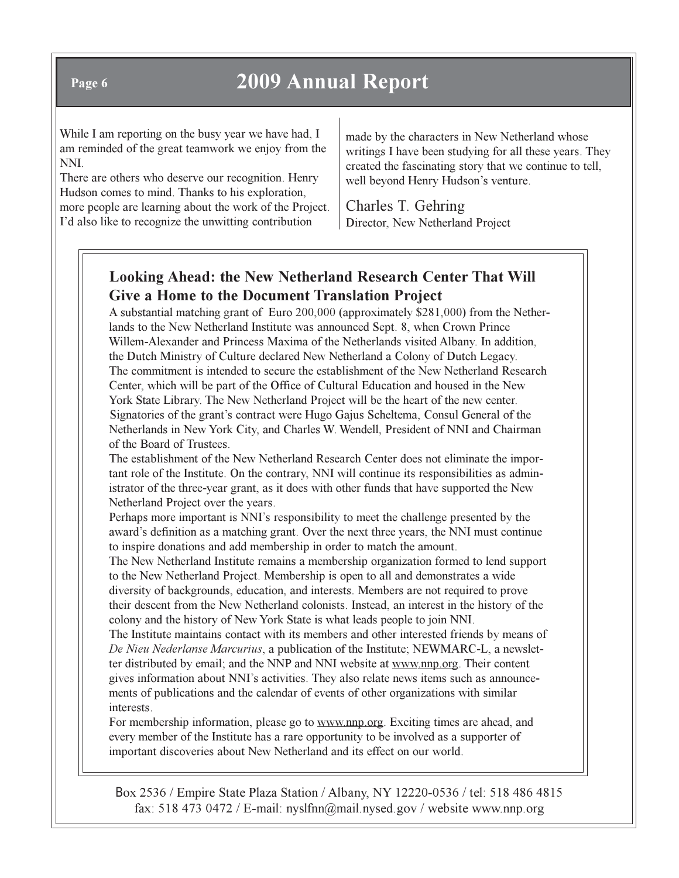While I am reporting on the busy year we have had, I am reminded of the great teamwork we enjoy from the NNI.

There are others who deserve our recognition. Henry Hudson comes to mind. Thanks to his exploration, more people are learning about the work of the Project. I'd also like to recognize the unwitting contribution made by the characters in New Netherland whose writings I have been studying for all these years. They created the fascinating story that we continue to tell, well beyond Henry Hudson's venture.

Charles T. Gehring
Director, New Netherland Project

## Looking Ahead: the New Netherland Research Center That Will Give a Home to the Document Translation Project

A substantial matching grant of Euro 200,000 (approximately $281,000) from the Netherlands to the New Netherland Institute was announced Sept. 8, when Crown Prince Willem-Alexander and Princess Maxima of the Netherlands visited Albany. In addition, the Dutch Ministry of Culture declared New Netherland a Colony of Dutch Legacy.

The commitment is intended to secure the establishment of the New Netherland Research Center, which will be part of the Office of Cultural Education and housed in the New York State Library. The New Netherland Project will be the heart of the new center.

Signatories of the grant's contract were Hugo Gajus Scheltema, Consul General of the Netherlands in New York City, and Charles W. Wendell, President of NNI and Chairman of the Board of Trustees.

The establishment of the New Netherland Research Center does not eliminate the important role of the Institute. On the contrary, NNI will continue its responsibilities as administrator of the three-year grant, as it does with other funds that have supported the New Netherland Project over the years.

Perhaps more important is NNI's responsibility to meet the challenge presented by the award's definition as a matching grant. Over the next three years, the NNI must continue to inspire donations and add membership in order to match the amount.

The New Netherland Institute remains a membership organization formed to lend support to the New Netherland Project. Membership is open to all and demonstrates a wide diversity of backgrounds, education, and interests. Members are not required to prove their descent from the New Netherland colonists. Instead, an interest in the history of the colony and the history of New York State is what leads people to join NNI.

The Institute maintains contact with its members and other interested friends by means of *De Nieu Nederlanse Marcurius*, a publication of the Institute; NEWMARC-L, a newsletter distributed by email; and the NNP and NNI website at www.nnp.org. Their content gives information about NNI's activities. They also relate news items such as announcements of publications and the calendar of events of other organizations with similar interests.

For membership information, please go to www.nnp.org. Exciting times are ahead, and every member of the Institute has a rare opportunity to be involved as a supporter of important discoveries about New Netherland and its effect on our world.

Box 2536 / Empire State Plaza Station / Albany, NY 12220-0536 / tel: 518 486 4815
fax: 518 473 0472 / E-mail: nyslfnn@mail.nysed.gov / website www.nnp.org